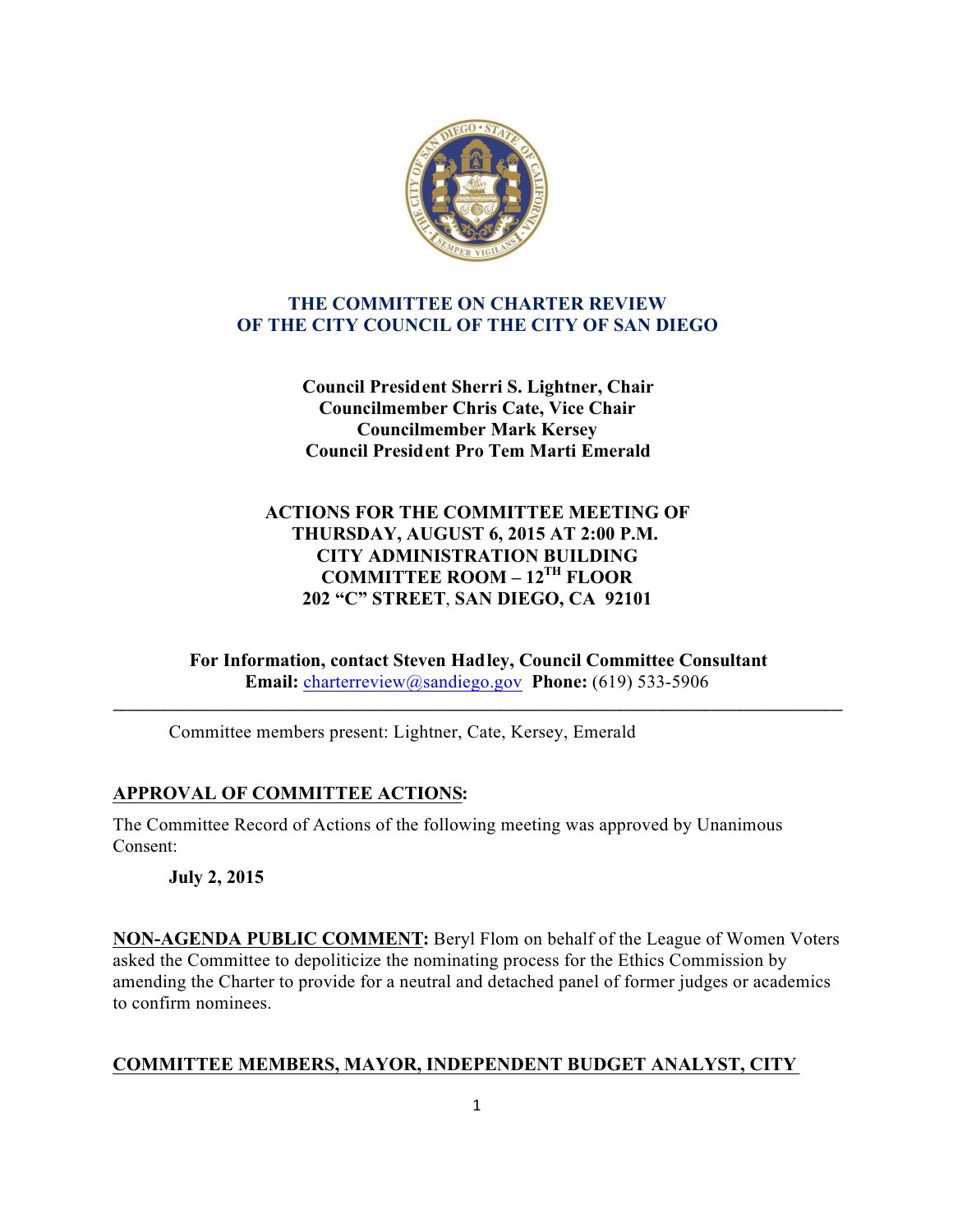# THE COMMITTEE ON CHARTER REVIEW OF THE CITY COUNCIL OF THE CITY OF SAN DIEGO

**Council President Sherri S. Lightner, Chair**
**Councilmember Chris Cate, Vice Chair**
**Councilmember Mark Kersey**
**Council President Pro Tem Marti Emerald**

**ACTIONS FOR THE COMMITTEE MEETING OF THURSDAY, AUGUST 6, 2015 AT 2:00 P.M.**
**CITY ADMINISTRATION BUILDING**
**COMMITTEE ROOM – 12TH FLOOR**
**202 "C" STREET, SAN DIEGO, CA 92101**

**For Information, contact Steven Hadley, Council Committee Consultant**
**Email:** charterreview@sandiego.gov **Phone:** (619) 533-5906

---

Committee members present: Lightner, Cate, Kersey, Emerald

## APPROVAL OF COMMITTEE ACTIONS:

The Committee Record of Actions of the following meeting was approved by Unanimous Consent:

**July 2, 2015**

**NON-AGENDA PUBLIC COMMENT:** Beryl Flom on behalf of the League of Women Voters asked the Committee to depoliticize the nominating process for the Ethics Commission by amending the Charter to provide for a neutral and detached panel of former judges or academics to confirm nominees.

## COMMITTEE MEMBERS, MAYOR, INDEPENDENT BUDGET ANALYST, CITY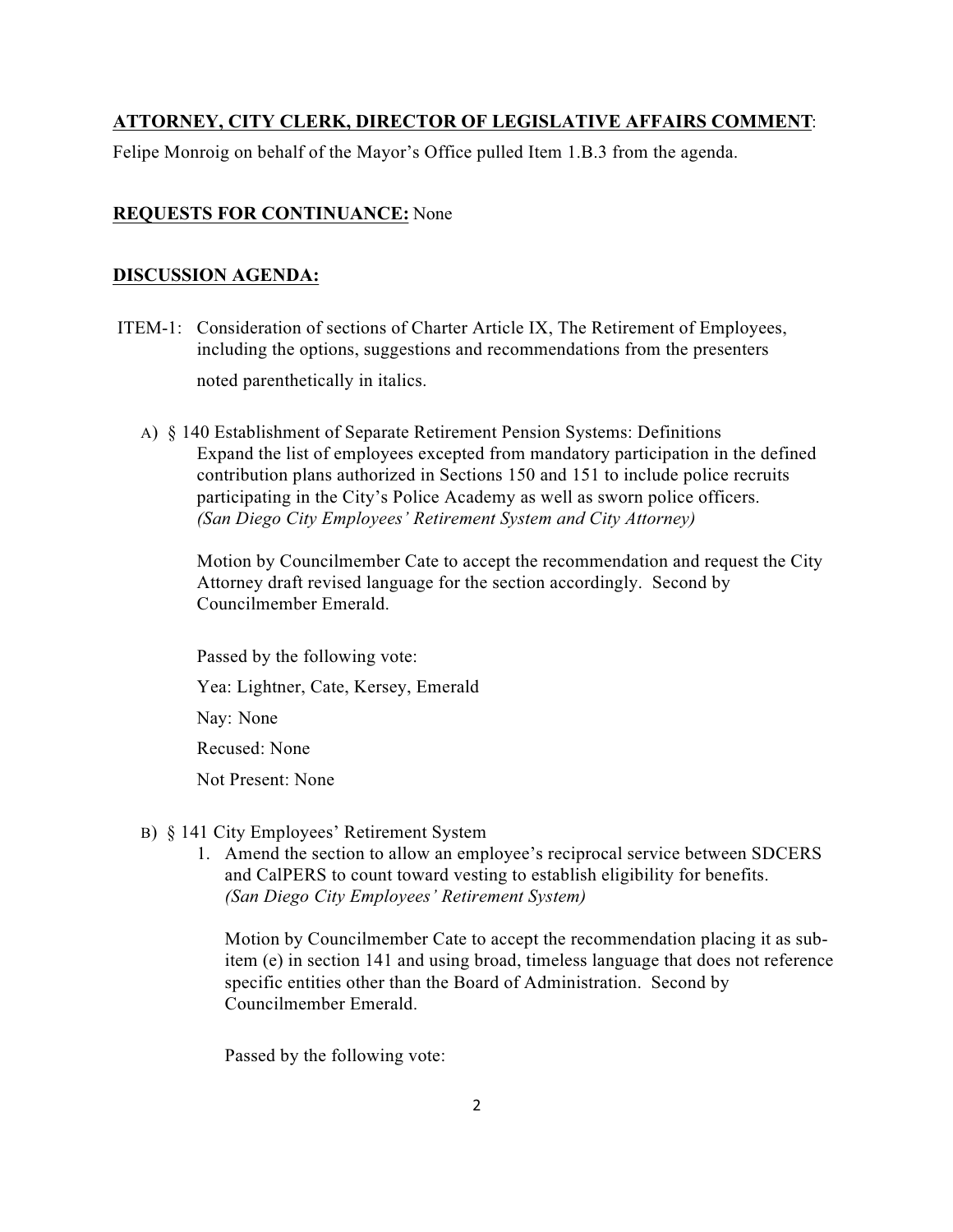**ATTORNEY, CITY CLERK, DIRECTOR OF LEGISLATIVE AFFAIRS COMMENT**:

Felipe Monroig on behalf of the Mayor's Office pulled Item 1.B.3 from the agenda.

**REQUESTS FOR CONTINUANCE:** None

**DISCUSSION AGENDA:**

ITEM-1: Consideration of sections of Charter Article IX, The Retirement of Employees, including the options, suggestions and recommendations from the presenters noted parenthetically in italics.

A) § 140 Establishment of Separate Retirement Pension Systems: Definitions
Expand the list of employees excepted from mandatory participation in the defined contribution plans authorized in Sections 150 and 151 to include police recruits participating in the City's Police Academy as well as sworn police officers.
*(San Diego City Employees' Retirement System and City Attorney)*

Motion by Councilmember Cate to accept the recommendation and request the City Attorney draft revised language for the section accordingly. Second by Councilmember Emerald.

Passed by the following vote:

Yea: Lightner, Cate, Kersey, Emerald

Nay: None

Recused: None

Not Present: None

B) § 141 City Employees' Retirement System

1. Amend the section to allow an employee's reciprocal service between SDCERS and CalPERS to count toward vesting to establish eligibility for benefits.
*(San Diego City Employees' Retirement System)*

   Motion by Councilmember Cate to accept the recommendation placing it as sub-item (e) in section 141 and using broad, timeless language that does not reference specific entities other than the Board of Administration. Second by Councilmember Emerald.

   Passed by the following vote: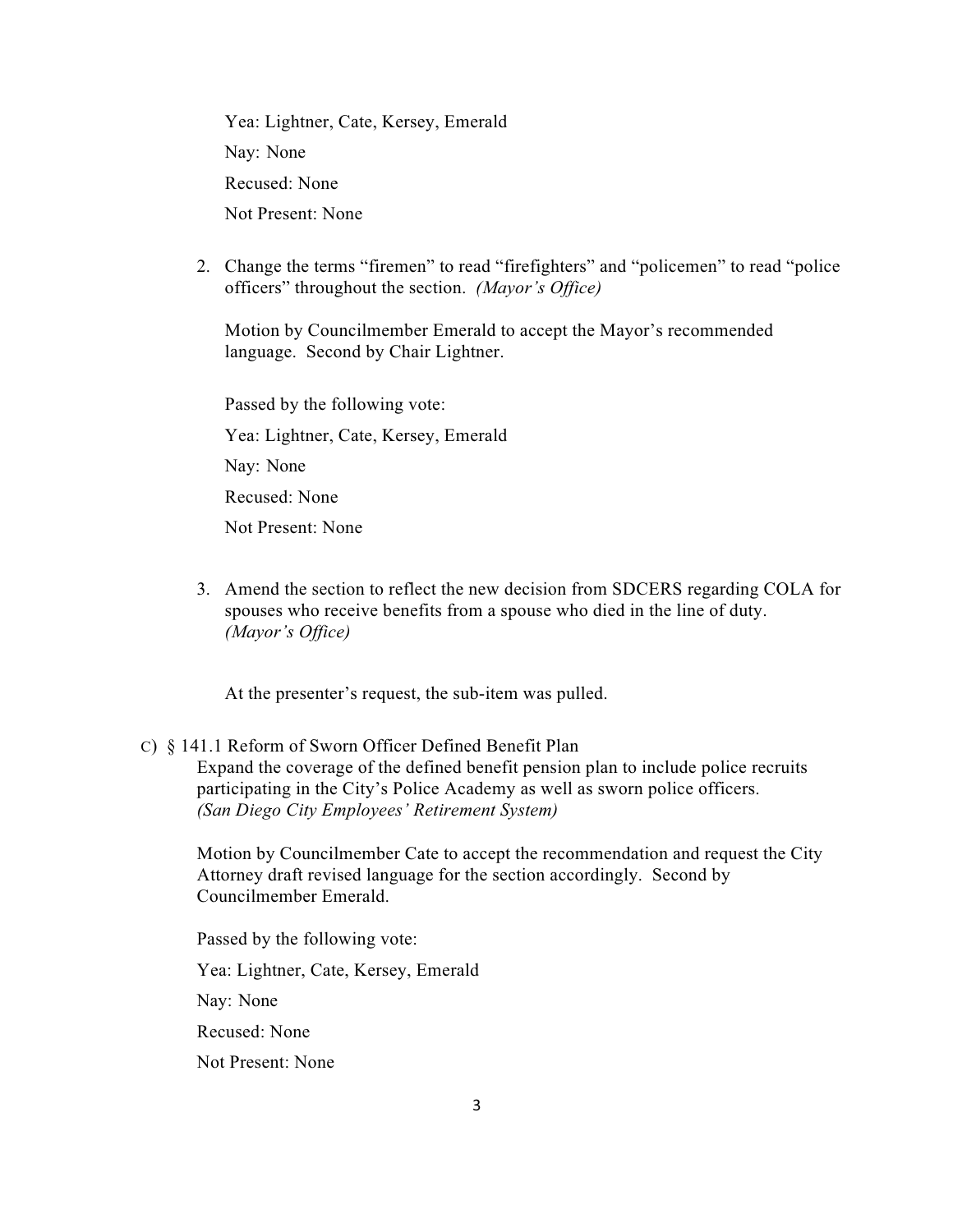Yea: Lightner, Cate, Kersey, Emerald

Nay: None

Recused: None

Not Present: None

2. Change the terms “firemen” to read “firefighters” and “policemen” to read “police officers” throughout the section. *(Mayor’s Office)*

   Motion by Councilmember Emerald to accept the Mayor’s recommended language. Second by Chair Lightner.

   Passed by the following vote:

   Yea: Lightner, Cate, Kersey, Emerald

   Nay: None

   Recused: None

   Not Present: None

3. Amend the section to reflect the new decision from SDCERS regarding COLA for spouses who receive benefits from a spouse who died in the line of duty. *(Mayor’s Office)*

   At the presenter’s request, the sub-item was pulled.

C) § 141.1 Reform of Sworn Officer Defined Benefit Plan

Expand the coverage of the defined benefit pension plan to include police recruits participating in the City’s Police Academy as well as sworn police officers. *(San Diego City Employees’ Retirement System)*

Motion by Councilmember Cate to accept the recommendation and request the City Attorney draft revised language for the section accordingly. Second by Councilmember Emerald.

Passed by the following vote:

Yea: Lightner, Cate, Kersey, Emerald

Nay: None

Recused: None

Not Present: None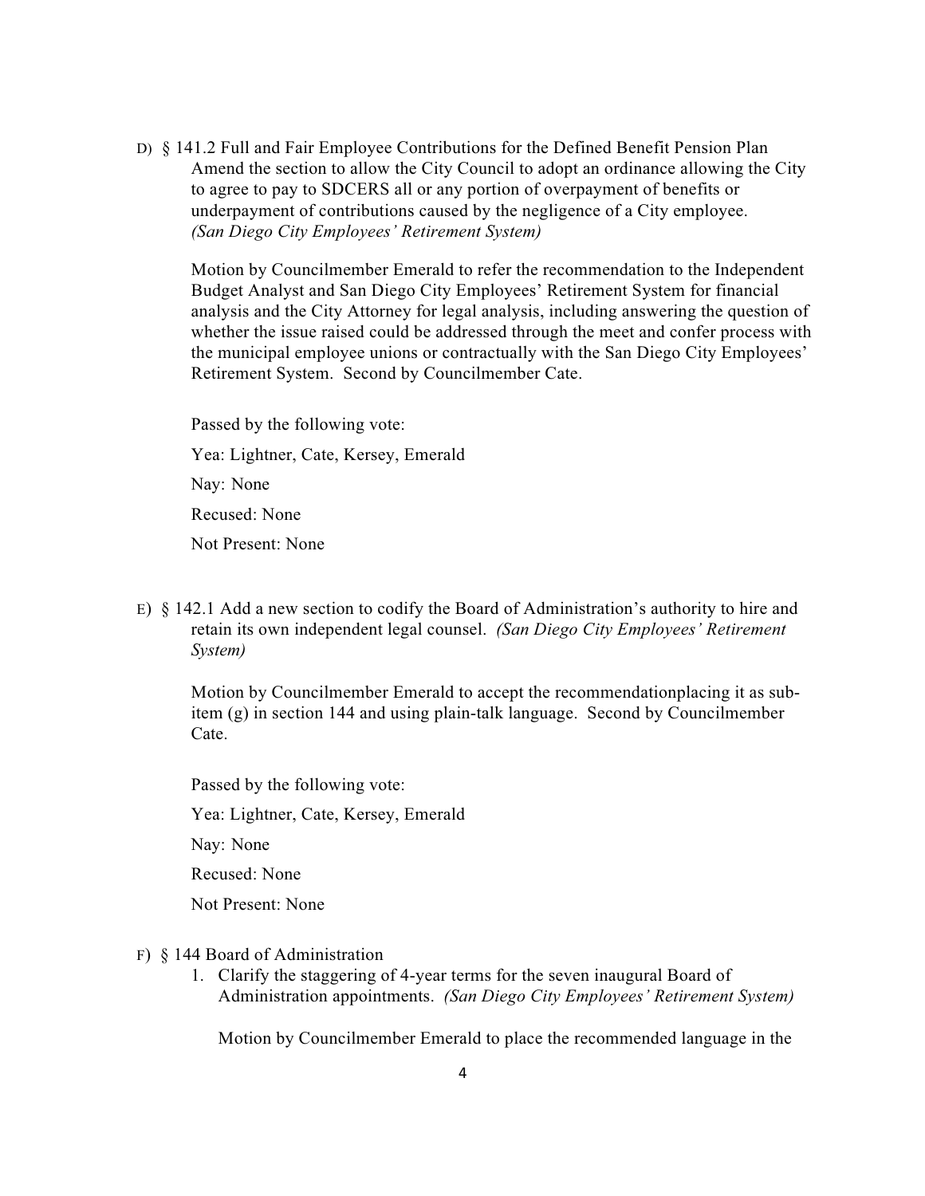D) § 141.2 Full and Fair Employee Contributions for the Defined Benefit Pension Plan
Amend the section to allow the City Council to adopt an ordinance allowing the City to agree to pay to SDCERS all or any portion of overpayment of benefits or underpayment of contributions caused by the negligence of a City employee. *(San Diego City Employees' Retirement System)*

Motion by Councilmember Emerald to refer the recommendation to the Independent Budget Analyst and San Diego City Employees' Retirement System for financial analysis and the City Attorney for legal analysis, including answering the question of whether the issue raised could be addressed through the meet and confer process with the municipal employee unions or contractually with the San Diego City Employees' Retirement System. Second by Councilmember Cate.

Passed by the following vote:

Yea: Lightner, Cate, Kersey, Emerald

Nay: None

Recused: None

Not Present: None

E) § 142.1 Add a new section to codify the Board of Administration's authority to hire and retain its own independent legal counsel. *(San Diego City Employees' Retirement System)*

Motion by Councilmember Emerald to accept the recommendationplacing it as sub-item (g) in section 144 and using plain-talk language. Second by Councilmember Cate.

Passed by the following vote:

Yea: Lightner, Cate, Kersey, Emerald

Nay: None

Recused: None

Not Present: None

F) § 144 Board of Administration

1. Clarify the staggering of 4-year terms for the seven inaugural Board of Administration appointments. *(San Diego City Employees' Retirement System)*

   Motion by Councilmember Emerald to place the recommended language in the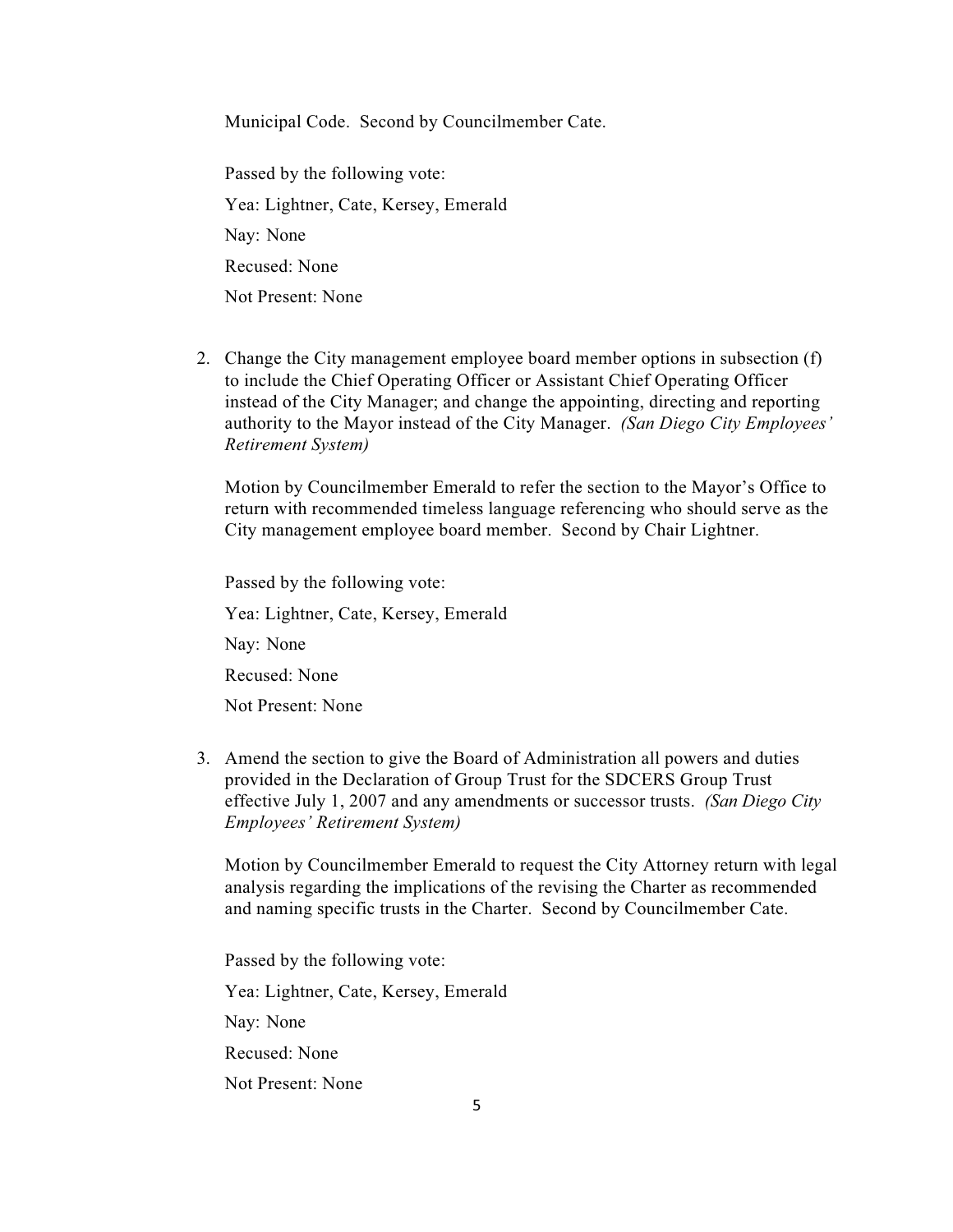Municipal Code. Second by Councilmember Cate.

Passed by the following vote:

Yea: Lightner, Cate, Kersey, Emerald

Nay: None

Recused: None

Not Present: None

2. Change the City management employee board member options in subsection (f) to include the Chief Operating Officer or Assistant Chief Operating Officer instead of the City Manager; and change the appointing, directing and reporting authority to the Mayor instead of the City Manager. *(San Diego City Employees' Retirement System)*

   Motion by Councilmember Emerald to refer the section to the Mayor's Office to return with recommended timeless language referencing who should serve as the City management employee board member. Second by Chair Lightner.

   Passed by the following vote:

   Yea: Lightner, Cate, Kersey, Emerald

   Nay: None

   Recused: None

   Not Present: None

3. Amend the section to give the Board of Administration all powers and duties provided in the Declaration of Group Trust for the SDCERS Group Trust effective July 1, 2007 and any amendments or successor trusts. *(San Diego City Employees' Retirement System)*

   Motion by Councilmember Emerald to request the City Attorney return with legal analysis regarding the implications of the revising the Charter as recommended and naming specific trusts in the Charter. Second by Councilmember Cate.

   Passed by the following vote:

   Yea: Lightner, Cate, Kersey, Emerald

   Nay: None

   Recused: None

   Not Present: None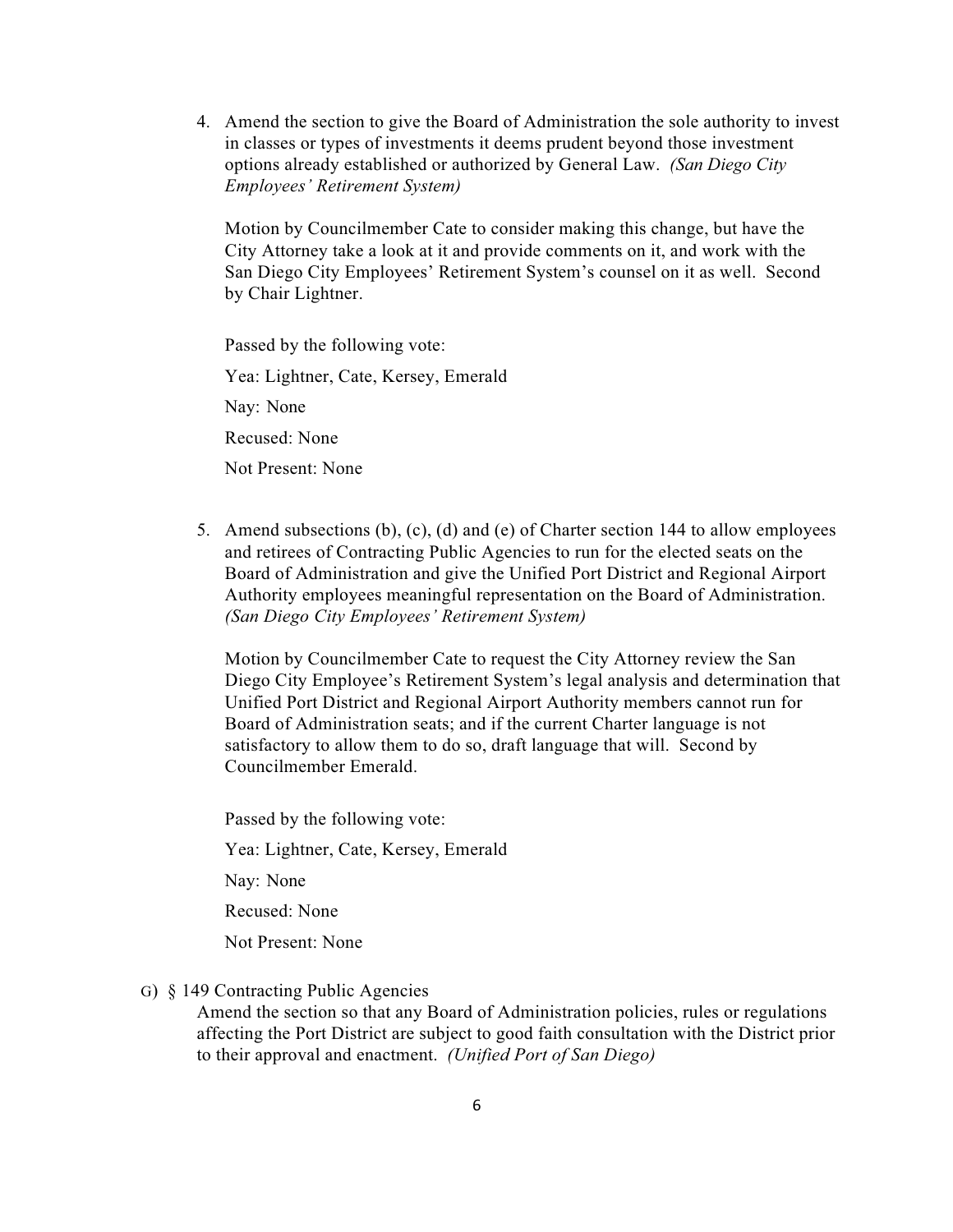4. Amend the section to give the Board of Administration the sole authority to invest in classes or types of investments it deems prudent beyond those investment options already established or authorized by General Law. *(San Diego City Employees' Retirement System)*

   Motion by Councilmember Cate to consider making this change, but have the City Attorney take a look at it and provide comments on it, and work with the San Diego City Employees' Retirement System's counsel on it as well. Second by Chair Lightner.

   Passed by the following vote:

   Yea: Lightner, Cate, Kersey, Emerald

   Nay: None

   Recused: None

   Not Present: None

5. Amend subsections (b), (c), (d) and (e) of Charter section 144 to allow employees and retirees of Contracting Public Agencies to run for the elected seats on the Board of Administration and give the Unified Port District and Regional Airport Authority employees meaningful representation on the Board of Administration. *(San Diego City Employees' Retirement System)*

   Motion by Councilmember Cate to request the City Attorney review the San Diego City Employee's Retirement System's legal analysis and determination that Unified Port District and Regional Airport Authority members cannot run for Board of Administration seats; and if the current Charter language is not satisfactory to allow them to do so, draft language that will. Second by Councilmember Emerald.

   Passed by the following vote:

   Yea: Lightner, Cate, Kersey, Emerald

   Nay: None

   Recused: None

   Not Present: None

G) § 149 Contracting Public Agencies

Amend the section so that any Board of Administration policies, rules or regulations affecting the Port District are subject to good faith consultation with the District prior to their approval and enactment. *(Unified Port of San Diego)*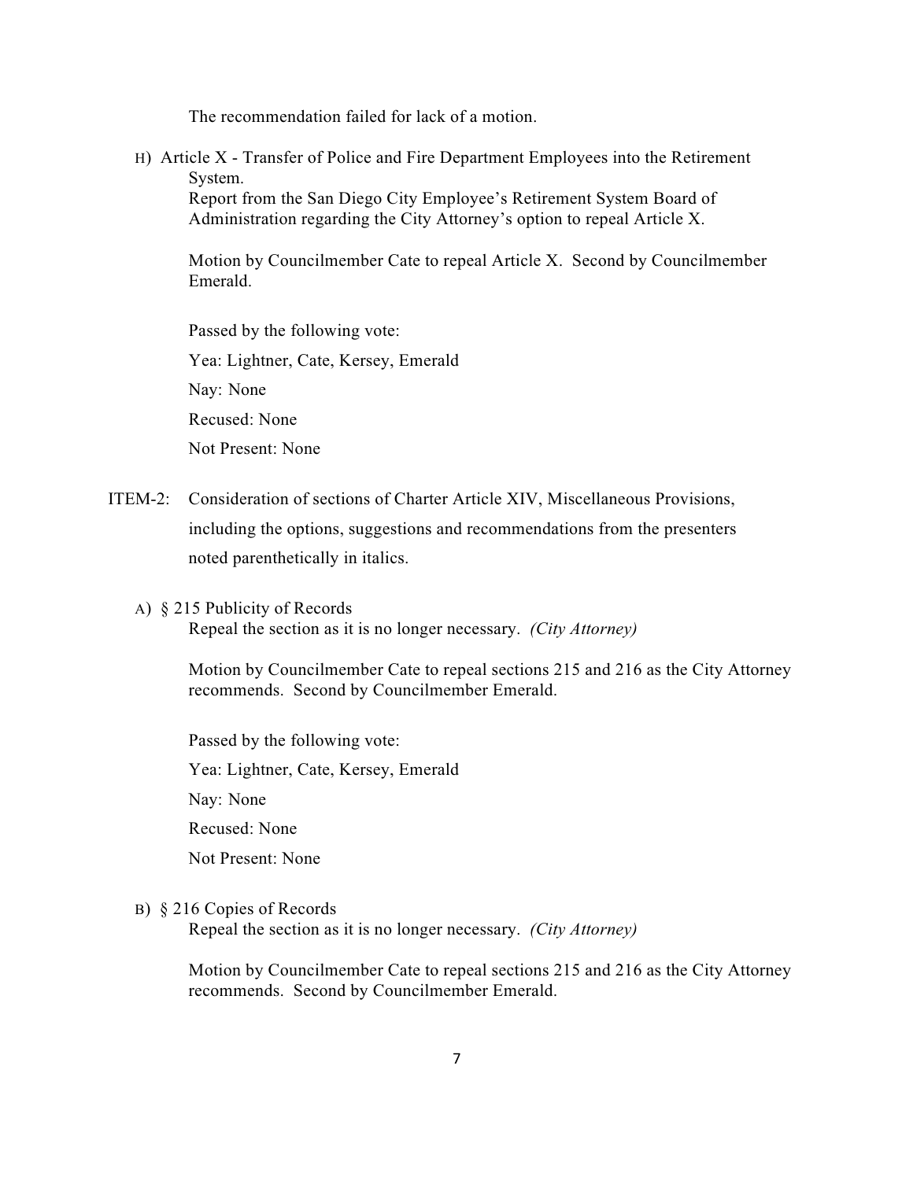The recommendation failed for lack of a motion.

H) Article X - Transfer of Police and Fire Department Employees into the Retirement System.
Report from the San Diego City Employee's Retirement System Board of Administration regarding the City Attorney's option to repeal Article X.

Motion by Councilmember Cate to repeal Article X. Second by Councilmember Emerald.

Passed by the following vote:

Yea: Lightner, Cate, Kersey, Emerald

Nay: None

Recused: None

Not Present: None

ITEM-2: Consideration of sections of Charter Article XIV, Miscellaneous Provisions, including the options, suggestions and recommendations from the presenters noted parenthetically in italics.

A) § 215 Publicity of Records
Repeal the section as it is no longer necessary. *(City Attorney)*

Motion by Councilmember Cate to repeal sections 215 and 216 as the City Attorney recommends. Second by Councilmember Emerald.

Passed by the following vote:

Yea: Lightner, Cate, Kersey, Emerald

Nay: None

Recused: None

Not Present: None

B) § 216 Copies of Records
Repeal the section as it is no longer necessary. *(City Attorney)*

Motion by Councilmember Cate to repeal sections 215 and 216 as the City Attorney recommends. Second by Councilmember Emerald.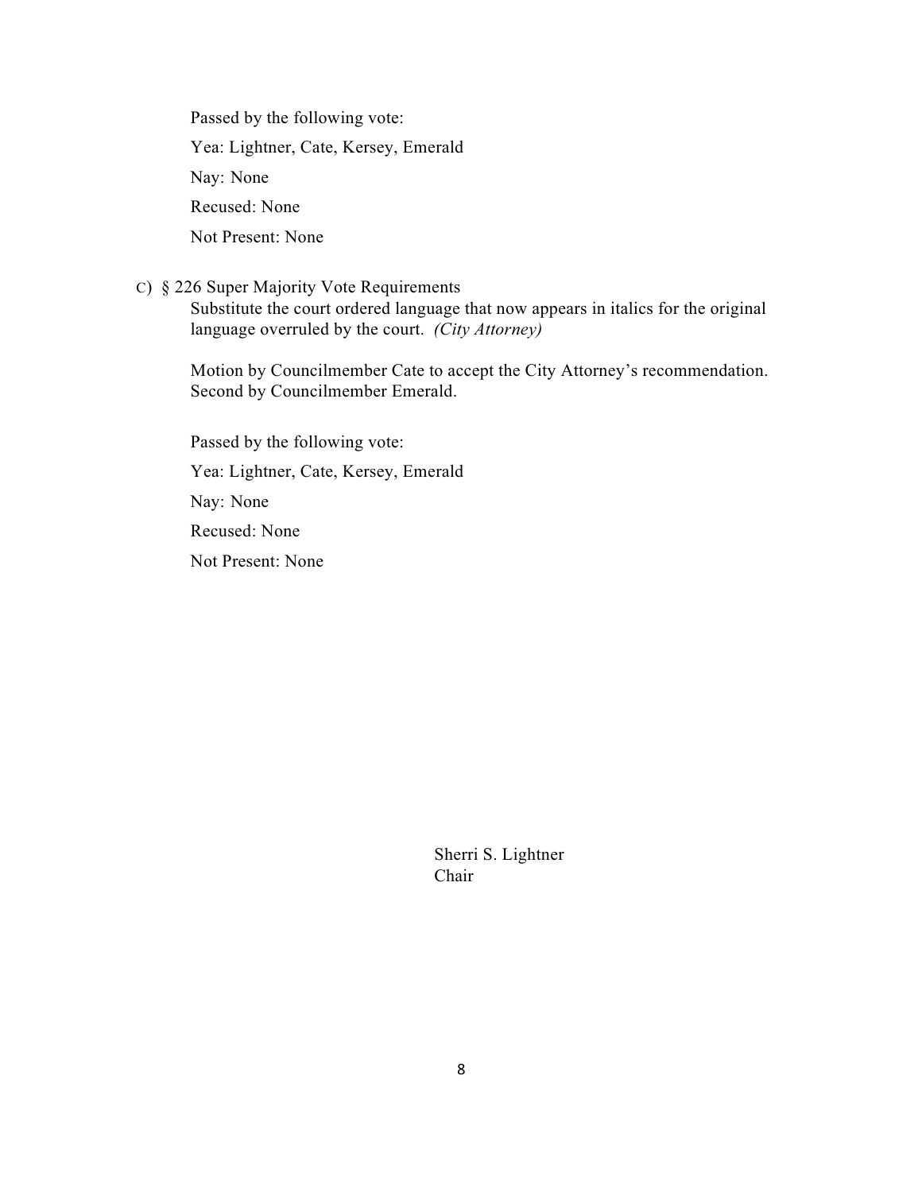Passed by the following vote:

Yea: Lightner, Cate, Kersey, Emerald

Nay: None

Recused: None

Not Present: None

C) § 226 Super Majority Vote Requirements

Substitute the court ordered language that now appears in italics for the original language overruled by the court. *(City Attorney)*

Motion by Councilmember Cate to accept the City Attorney's recommendation. Second by Councilmember Emerald.

Passed by the following vote:

Yea: Lightner, Cate, Kersey, Emerald

Nay: None

Recused: None

Not Present: None

Sherri S. Lightner
Chair